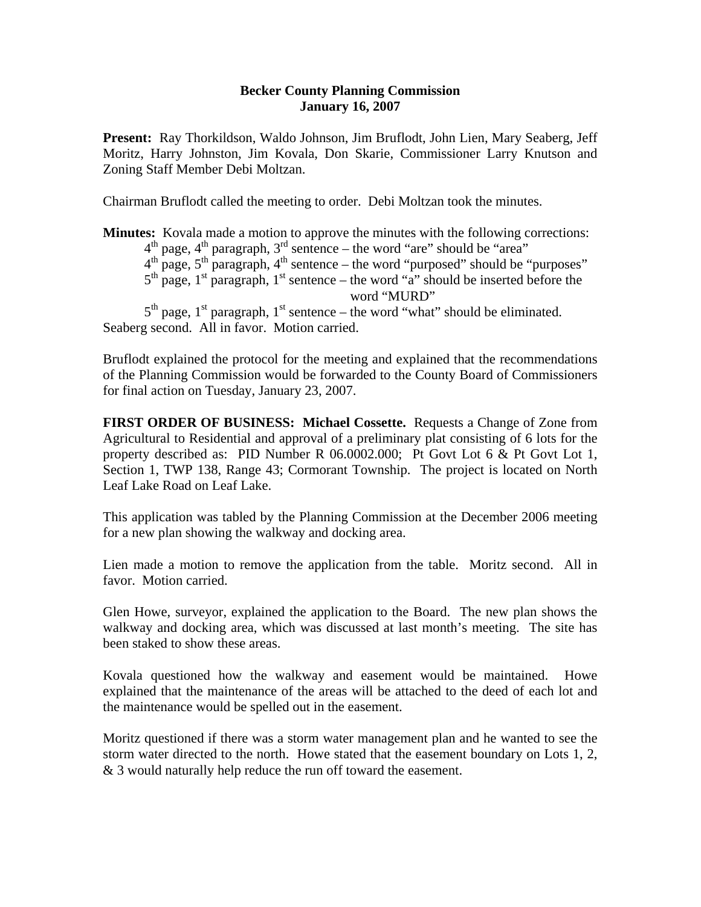**Becker County Planning Commission**
**January 16, 2007**

**Present:** Ray Thorkildson, Waldo Johnson, Jim Bruflodt, John Lien, Mary Seaberg, Jeff Moritz, Harry Johnston, Jim Kovala, Don Skarie, Commissioner Larry Knutson and Zoning Staff Member Debi Moltzan.

Chairman Bruflodt called the meeting to order. Debi Moltzan took the minutes.

**Minutes:** Kovala made a motion to approve the minutes with the following corrections:

4th page, 4th paragraph, 3rd sentence – the word "are" should be "area"
4th page, 5th paragraph, 4th sentence – the word "purposed" should be "purposes"
5th page, 1st paragraph, 1st sentence – the word "a" should be inserted before the word "MURD"
5th page, 1st paragraph, 1st sentence – the word "what" should be eliminated.

Seaberg second. All in favor. Motion carried.

Bruflodt explained the protocol for the meeting and explained that the recommendations of the Planning Commission would be forwarded to the County Board of Commissioners for final action on Tuesday, January 23, 2007.

**FIRST ORDER OF BUSINESS: Michael Cossette.** Requests a Change of Zone from Agricultural to Residential and approval of a preliminary plat consisting of 6 lots for the property described as: PID Number R 06.0002.000; Pt Govt Lot 6 & Pt Govt Lot 1, Section 1, TWP 138, Range 43; Cormorant Township. The project is located on North Leaf Lake Road on Leaf Lake.

This application was tabled by the Planning Commission at the December 2006 meeting for a new plan showing the walkway and docking area.

Lien made a motion to remove the application from the table. Moritz second. All in favor. Motion carried.

Glen Howe, surveyor, explained the application to the Board. The new plan shows the walkway and docking area, which was discussed at last month's meeting. The site has been staked to show these areas.

Kovala questioned how the walkway and easement would be maintained. Howe explained that the maintenance of the areas will be attached to the deed of each lot and the maintenance would be spelled out in the easement.

Moritz questioned if there was a storm water management plan and he wanted to see the storm water directed to the north. Howe stated that the easement boundary on Lots 1, 2, & 3 would naturally help reduce the run off toward the easement.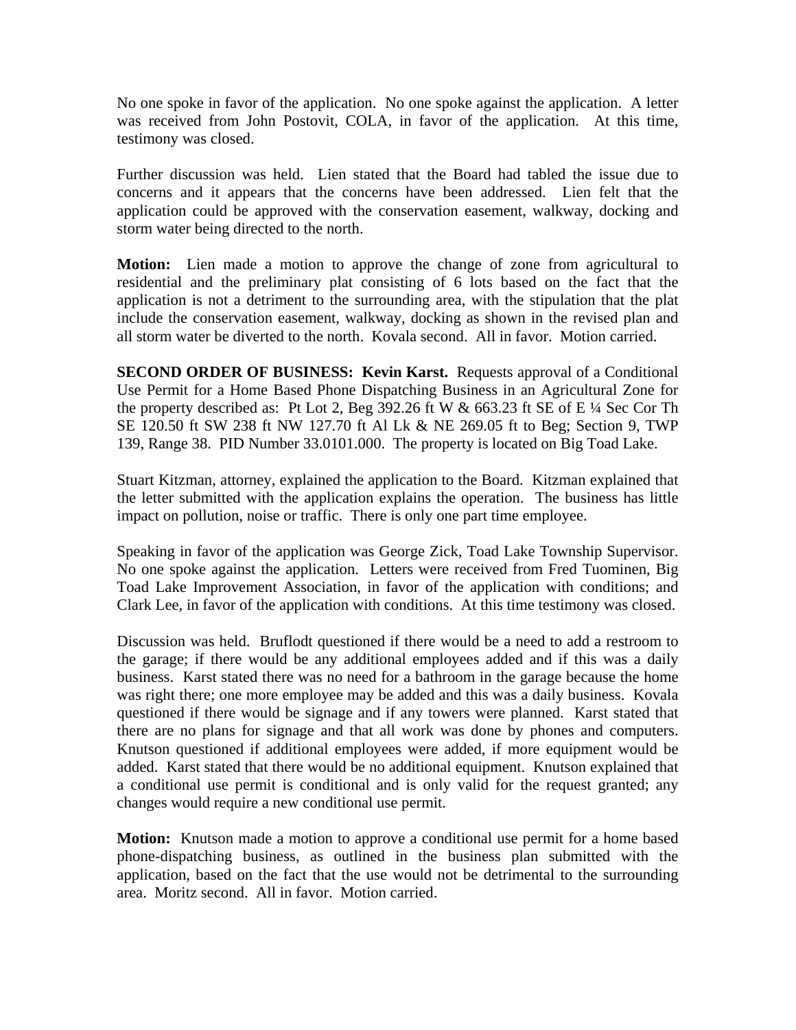No one spoke in favor of the application. No one spoke against the application. A letter was received from John Postovit, COLA, in favor of the application. At this time, testimony was closed.

Further discussion was held. Lien stated that the Board had tabled the issue due to concerns and it appears that the concerns have been addressed. Lien felt that the application could be approved with the conservation easement, walkway, docking and storm water being directed to the north.

**Motion:** Lien made a motion to approve the change of zone from agricultural to residential and the preliminary plat consisting of 6 lots based on the fact that the application is not a detriment to the surrounding area, with the stipulation that the plat include the conservation easement, walkway, docking as shown in the revised plan and all storm water be diverted to the north. Kovala second. All in favor. Motion carried.

**SECOND ORDER OF BUSINESS: Kevin Karst.** Requests approval of a Conditional Use Permit for a Home Based Phone Dispatching Business in an Agricultural Zone for the property described as: Pt Lot 2, Beg 392.26 ft W & 663.23 ft SE of E ¼ Sec Cor Th SE 120.50 ft SW 238 ft NW 127.70 ft Al Lk & NE 269.05 ft to Beg; Section 9, TWP 139, Range 38. PID Number 33.0101.000. The property is located on Big Toad Lake.

Stuart Kitzman, attorney, explained the application to the Board. Kitzman explained that the letter submitted with the application explains the operation. The business has little impact on pollution, noise or traffic. There is only one part time employee.

Speaking in favor of the application was George Zick, Toad Lake Township Supervisor. No one spoke against the application. Letters were received from Fred Tuominen, Big Toad Lake Improvement Association, in favor of the application with conditions; and Clark Lee, in favor of the application with conditions. At this time testimony was closed.

Discussion was held. Bruflodt questioned if there would be a need to add a restroom to the garage; if there would be any additional employees added and if this was a daily business. Karst stated there was no need for a bathroom in the garage because the home was right there; one more employee may be added and this was a daily business. Kovala questioned if there would be signage and if any towers were planned. Karst stated that there are no plans for signage and that all work was done by phones and computers. Knutson questioned if additional employees were added, if more equipment would be added. Karst stated that there would be no additional equipment. Knutson explained that a conditional use permit is conditional and is only valid for the request granted; any changes would require a new conditional use permit.

**Motion:** Knutson made a motion to approve a conditional use permit for a home based phone-dispatching business, as outlined in the business plan submitted with the application, based on the fact that the use would not be detrimental to the surrounding area. Moritz second. All in favor. Motion carried.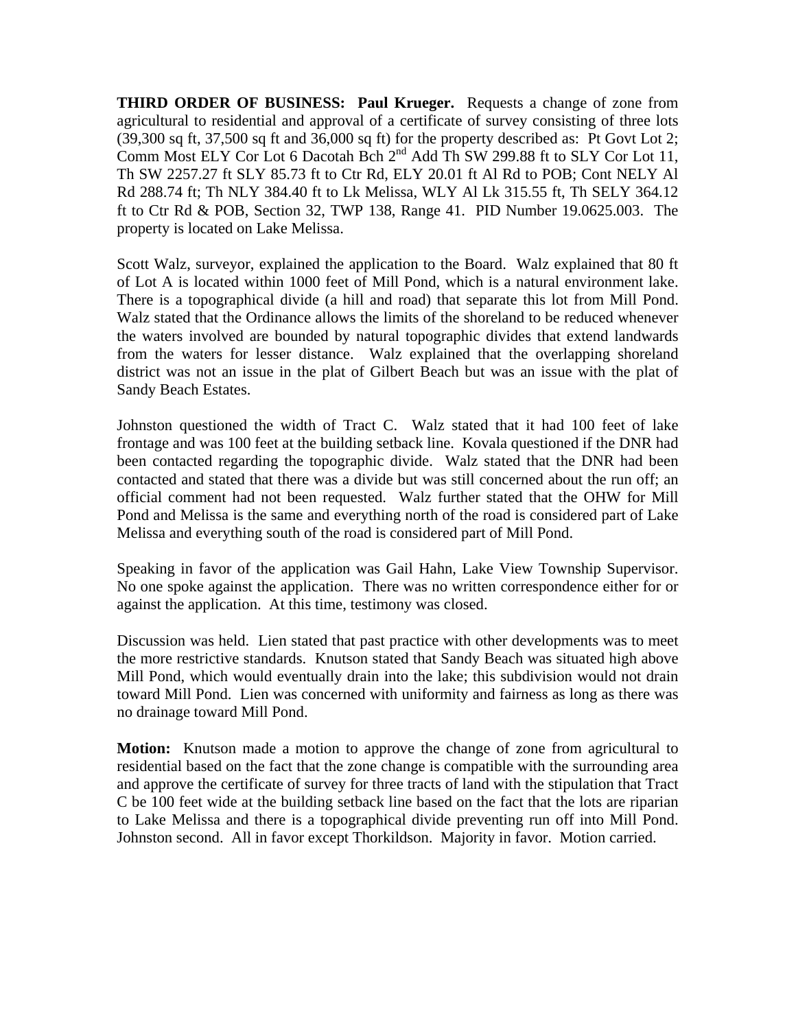**THIRD ORDER OF BUSINESS: Paul Krueger.** Requests a change of zone from agricultural to residential and approval of a certificate of survey consisting of three lots (39,300 sq ft, 37,500 sq ft and 36,000 sq ft) for the property described as: Pt Govt Lot 2; Comm Most ELY Cor Lot 6 Dacotah Bch 2nd Add Th SW 299.88 ft to SLY Cor Lot 11, Th SW 2257.27 ft SLY 85.73 ft to Ctr Rd, ELY 20.01 ft Al Rd to POB; Cont NELY Al Rd 288.74 ft; Th NLY 384.40 ft to Lk Melissa, WLY Al Lk 315.55 ft, Th SELY 364.12 ft to Ctr Rd & POB, Section 32, TWP 138, Range 41. PID Number 19.0625.003. The property is located on Lake Melissa.

Scott Walz, surveyor, explained the application to the Board. Walz explained that 80 ft of Lot A is located within 1000 feet of Mill Pond, which is a natural environment lake. There is a topographical divide (a hill and road) that separate this lot from Mill Pond. Walz stated that the Ordinance allows the limits of the shoreland to be reduced whenever the waters involved are bounded by natural topographic divides that extend landwards from the waters for lesser distance. Walz explained that the overlapping shoreland district was not an issue in the plat of Gilbert Beach but was an issue with the plat of Sandy Beach Estates.

Johnston questioned the width of Tract C. Walz stated that it had 100 feet of lake frontage and was 100 feet at the building setback line. Kovala questioned if the DNR had been contacted regarding the topographic divide. Walz stated that the DNR had been contacted and stated that there was a divide but was still concerned about the run off; an official comment had not been requested. Walz further stated that the OHW for Mill Pond and Melissa is the same and everything north of the road is considered part of Lake Melissa and everything south of the road is considered part of Mill Pond.

Speaking in favor of the application was Gail Hahn, Lake View Township Supervisor. No one spoke against the application. There was no written correspondence either for or against the application. At this time, testimony was closed.

Discussion was held. Lien stated that past practice with other developments was to meet the more restrictive standards. Knutson stated that Sandy Beach was situated high above Mill Pond, which would eventually drain into the lake; this subdivision would not drain toward Mill Pond. Lien was concerned with uniformity and fairness as long as there was no drainage toward Mill Pond.

**Motion:** Knutson made a motion to approve the change of zone from agricultural to residential based on the fact that the zone change is compatible with the surrounding area and approve the certificate of survey for three tracts of land with the stipulation that Tract C be 100 feet wide at the building setback line based on the fact that the lots are riparian to Lake Melissa and there is a topographical divide preventing run off into Mill Pond. Johnston second. All in favor except Thorkildson. Majority in favor. Motion carried.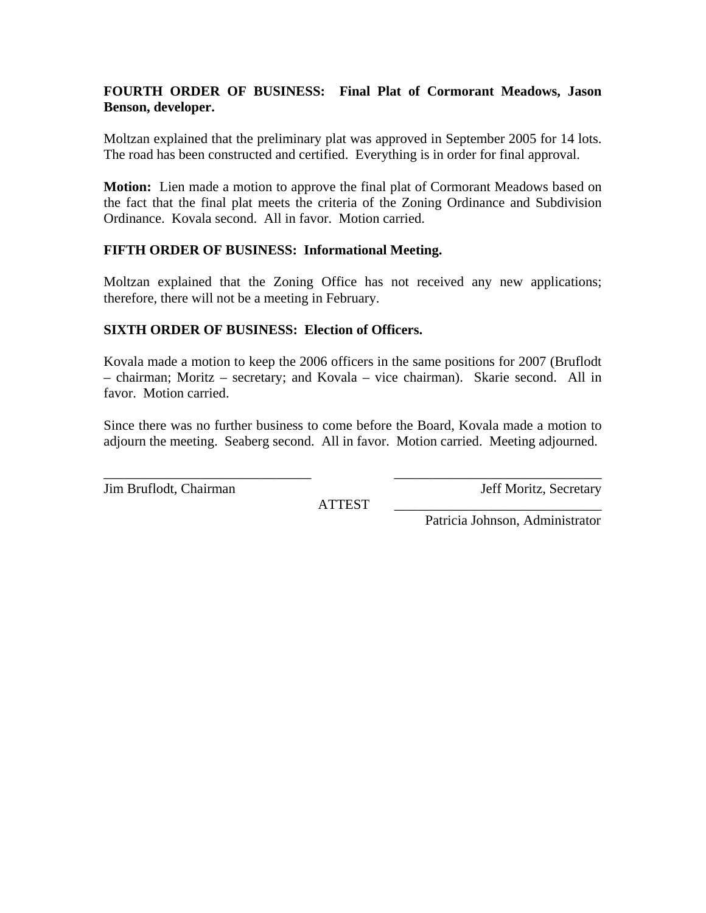**FOURTH ORDER OF BUSINESS: Final Plat of Cormorant Meadows, Jason Benson, developer.**

Moltzan explained that the preliminary plat was approved in September 2005 for 14 lots. The road has been constructed and certified. Everything is in order for final approval.

**Motion:** Lien made a motion to approve the final plat of Cormorant Meadows based on the fact that the final plat meets the criteria of the Zoning Ordinance and Subdivision Ordinance. Kovala second. All in favor. Motion carried.

**FIFTH ORDER OF BUSINESS: Informational Meeting.**

Moltzan explained that the Zoning Office has not received any new applications; therefore, there will not be a meeting in February.

**SIXTH ORDER OF BUSINESS: Election of Officers.**

Kovala made a motion to keep the 2006 officers in the same positions for 2007 (Bruflodt – chairman; Moritz – secretary; and Kovala – vice chairman). Skarie second. All in favor. Motion carried.

Since there was no further business to come before the Board, Kovala made a motion to adjourn the meeting. Seaberg second. All in favor. Motion carried. Meeting adjourned.

______________________________ &nbsp;&nbsp;&nbsp;&nbsp; ______________________________

Jim Bruflodt, Chairman &nbsp;&nbsp;&nbsp;&nbsp; Jeff Moritz, Secretary

ATTEST ______________________________

Patricia Johnson, Administrator